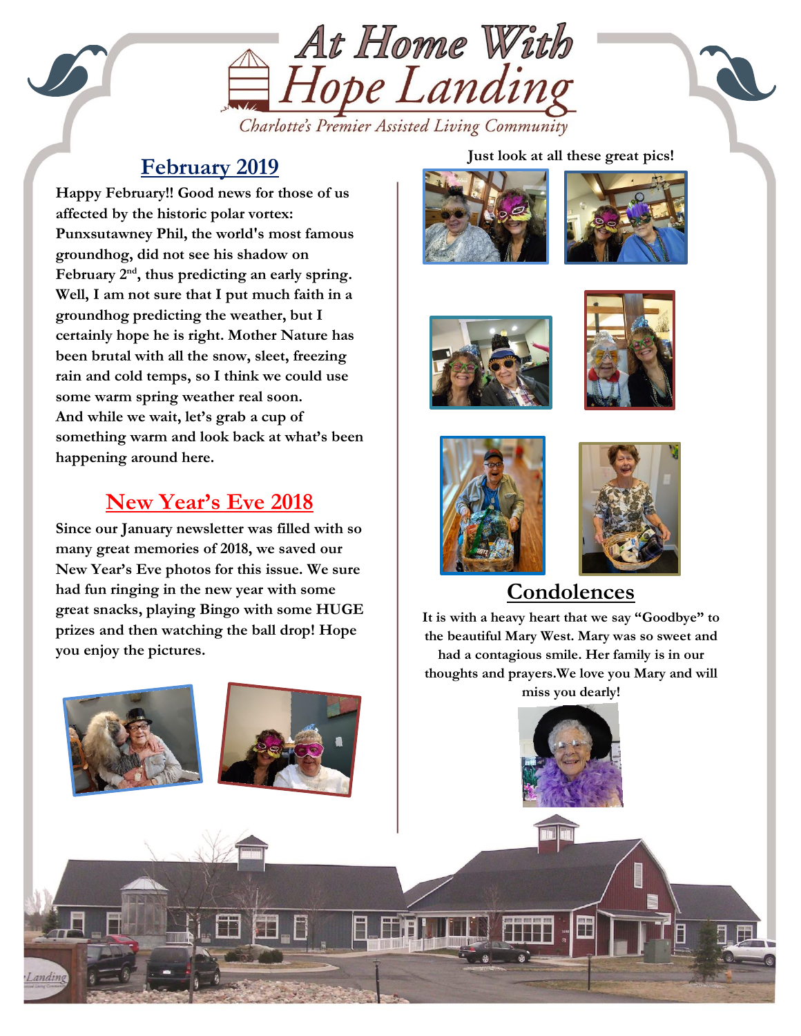# At Home With Hope Landing

*Charlotte's Premier Assisted Living Community*

## February 2019

**Happy February!! Good news for those of us affected by the historic polar vortex: Punxsutawney Phil, the world's most famous groundhog, did not see his shadow on February 2nd, thus predicting an early spring. Well, I am not sure that I put much faith in a groundhog predicting the weather, but I certainly hope he is right. Mother Nature has been brutal with all the snow, sleet, freezing rain and cold temps, so I think we could use some warm spring weather real soon. And while we wait, let's grab a cup of something warm and look back at what's been happening around here.**

## New Year's Eve 2018

**Since our January newsletter was filled with so many great memories of 2018, we saved our New Year's Eve photos for this issue. We sure had fun ringing in the new year with some great snacks, playing Bingo with some HUGE prizes and then watching the ball drop! Hope you enjoy the pictures.**

**Just look at all these great pics!**

## Condolences

**It is with a heavy heart that we say "Goodbye" to the beautiful Mary West. Mary was so sweet and had a contagious smile. Her family is in our thoughts and prayers. We love you Mary and will miss you dearly!**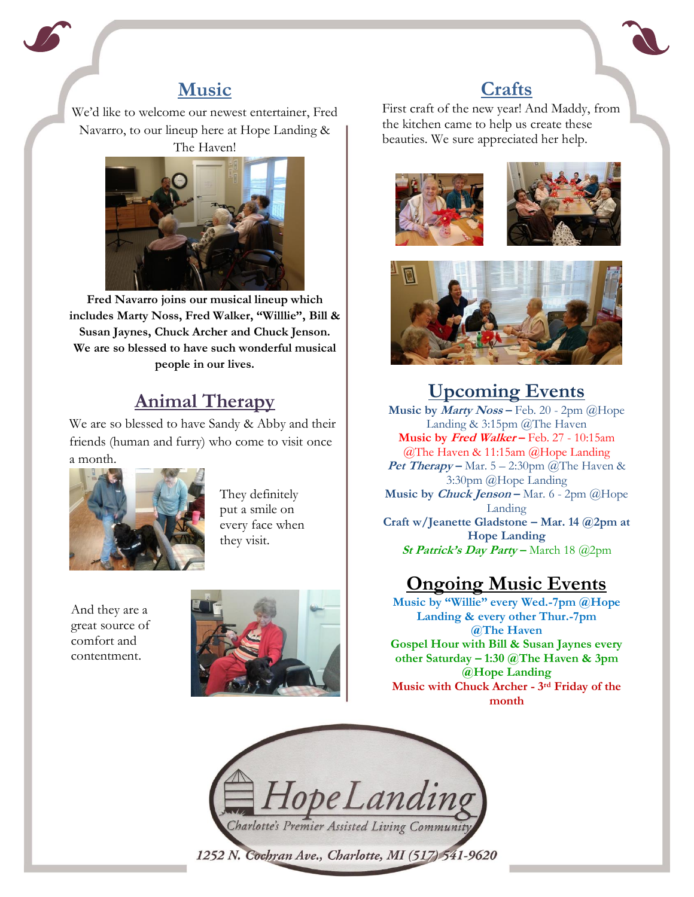## Music

We'd like to welcome our newest entertainer, Fred Navarro, to our lineup here at Hope Landing & The Haven!

**Fred Navarro joins our musical lineup which includes Marty Noss, Fred Walker, "Willlie", Bill & Susan Jaynes, Chuck Archer and Chuck Jenson. We are so blessed to have such wonderful musical people in our lives.**

## Animal Therapy

We are so blessed to have Sandy & Abby and their friends (human and furry) who come to visit once a month.

They definitely put a smile on every face when they visit.

And they are a great source of comfort and contentment.

## Crafts

First craft of the new year! And Maddy, from the kitchen came to help us create these beauties. We sure appreciated her help.

## Upcoming Events

**Music by *Marty Noss* –** Feb. 20 - 2pm @Hope Landing & 3:15pm @The Haven

**Music by *Fred Walker* –** Feb. 27 - 10:15am @The Haven & 11:15am @Hope Landing

***Pet Therapy* –** Mar. 5 – 2:30pm @The Haven & 3:30pm @Hope Landing

**Music by *Chuck Jenson* –** Mar. 6 - 2pm @Hope Landing

**Craft w/Jeanette Gladstone – Mar. 14 @2pm at Hope Landing**

***St Patrick's Day Party* –** March 18 @2pm

## Ongoing Music Events

**Music by "Willie" every Wed.-7pm @Hope Landing & every other Thur.-7pm @The Haven**

**Gospel Hour with Bill & Susan Jaynes every other Saturday – 1:30 @The Haven & 3pm @Hope Landing**

**Music with Chuck Archer - 3rd Friday of the month**

Hope Landing

Charlotte's Premier Assisted Living Community

1252 N. Cochran Ave., Charlotte, MI (517) 541-9620